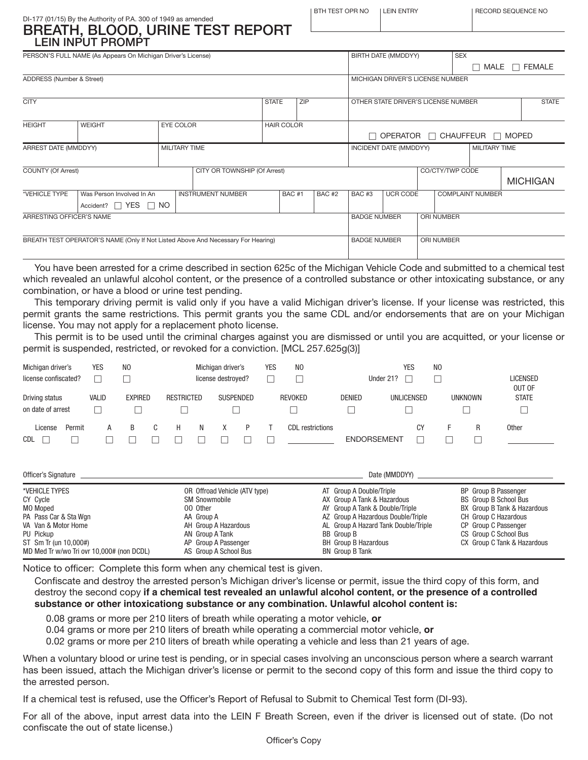DI-177 (01/15) By the Authority of P.A. 300 of 1949 as amended

# BREATH, BLOOD, URINE TEST REPORT

## LEIN INPUT PROMPT

| BTH TEST OPR NO | LEIN ENTRY | RECORD SEQUENCE NO |
|---|---|---|
| | | |

| PERSON'S FULL NAME (As Appears On Michigan Driver's License) | | | | BIRTH DATE (MMDDYY) | SEX ☐ MALE ☐ FEMALE |
|---|---|---|---|---|---|
| ADDRESS (Number & Street) | | | | MICHIGAN DRIVER'S LICENSE NUMBER | |
| CITY | | STATE | ZIP | OTHER STATE DRIVER'S LICENSE NUMBER | STATE |
| HEIGHT | WEIGHT | EYE COLOR | HAIR COLOR | ☐ OPERATOR ☐ CHAUFFEUR ☐ MOPED | |
| ARREST DATE (MMDDYY) | MILITARY TIME | | | INCIDENT DATE (MMDDYY) | MILITARY TIME |
| COUNTY (Of Arrest) | CITY OR TOWNSHIP (Of Arrest) | | | CO/CTY/TWP CODE | MICHIGAN |

| *VEHICLE TYPE | Was Person Involved In An Accident? ☐ YES ☐ NO | INSTRUMENT NUMBER | BAC #1 | BAC #2 | BAC #3 | UCR CODE | COMPLAINT NUMBER |
|---|---|---|---|---|---|---|---|
| | | | | | | | |

| ARRESTING OFFICER'S NAME | BADGE NUMBER | ORI NUMBER |
|---|---|---|
| BREATH TEST OPERATOR'S NAME (Only If Not Listed Above And Necessary For Hearing) | BADGE NUMBER | ORI NUMBER |

You have been arrested for a crime described in section 625c of the Michigan Vehicle Code and submitted to a chemical test which revealed an unlawful alcohol content, or the presence of a controlled substance or other intoxicating substance, or any combination, or have a blood or urine test pending.

This temporary driving permit is valid only if you have a valid Michigan driver's license. If your license was restricted, this permit grants the same restrictions. This permit grants you the same CDL and/or endorsements that are on your Michigan license. You may not apply for a replacement photo license.

This permit is to be used until the criminal charges against you are dismissed or until you are acquitted, or your license or permit is suspended, restricted, or revoked for a conviction. [MCL 257.625g(3)]

Michigan driver's license confiscated? YES ☐ NO ☐ Michigan driver's license destroyed? YES ☐ NO ☐ Under 21? YES ☐ NO ☐

Driving status on date of arrest: VALID ☐ EXPIRED ☐ RESTRICTED ☐ SUSPENDED ☐ REVOKED ☐ DENIED ☐ UNLICENSED ☐ UNKNOWN ☐ LICENSED OUT OF STATE ☐

CDL: License ☐ Permit ☐ A ☐ B ☐ C ☐ H ☐ N ☐ X ☐ P ☐ T ☐ CDL restrictions ______ ENDORSEMENT CY ☐ F ☐ R ☐ Other ______

Officer's Signature ____________________ Date (MMDDYY) ____________________

| *VEHICLE TYPES | | | |
|---|---|---|---|
| CY Cycle | OR Offroad Vehicle (ATV type) | AT Group A Double/Triple | BP Group B Passenger |
| MO Moped | SM Snowmobile | AX Group A Tank & Hazardous | BS Group B School Bus |
| PA Pass Car & Sta Wgn | OO Other | AY Group A Tank & Double/Triple | BX Group B Tank & Hazardous |
| VA Van & Motor Home | AA Group A | AZ Group A Hazardous Double/Triple | CH Group C Hazardous |
| PU Pickup | AH Group A Hazardous | AL Group A Hazard Tank Double/Triple | CP Group C Passenger |
| ST Sm Tr (un 10,000#) | AN Group A Tank | BB Group B | CS Group C School Bus |
| MD Med Tr w/wo Tri ovr 10,000# (non DCDL) | AP Group A Passenger | BH Group B Hazardous | CX Group C Tank & Hazardous |
| | AS Group A School Bus | BN Group B Tank | |

Notice to officer: Complete this form when any chemical test is given.

Confiscate and destroy the arrested person's Michigan driver's license or permit, issue the third copy of this form, and destroy the second copy **if a chemical test revealed an unlawful alcohol content, or the presence of a controlled substance or other intoxicationg substance or any combination. Unlawful alcohol content is:**

- 0.08 grams or more per 210 liters of breath while operating a motor vehicle, **or**
- 0.04 grams or more per 210 liters of breath while operating a commercial motor vehicle, **or**
- 0.02 grams or more per 210 liters of breath while operating a vehicle and less than 21 years of age.

When a voluntary blood or urine test is pending, or in special cases involving an unconscious person where a search warrant has been issued, attach the Michigan driver's license or permit to the second copy of this form and issue the third copy to the arrested person.

If a chemical test is refused, use the Officer's Report of Refusal to Submit to Chemical Test form (DI-93).

For all of the above, input arrest data into the LEIN F Breath Screen, even if the driver is licensed out of state. (Do not confiscate the out of state license.)

Officer's Copy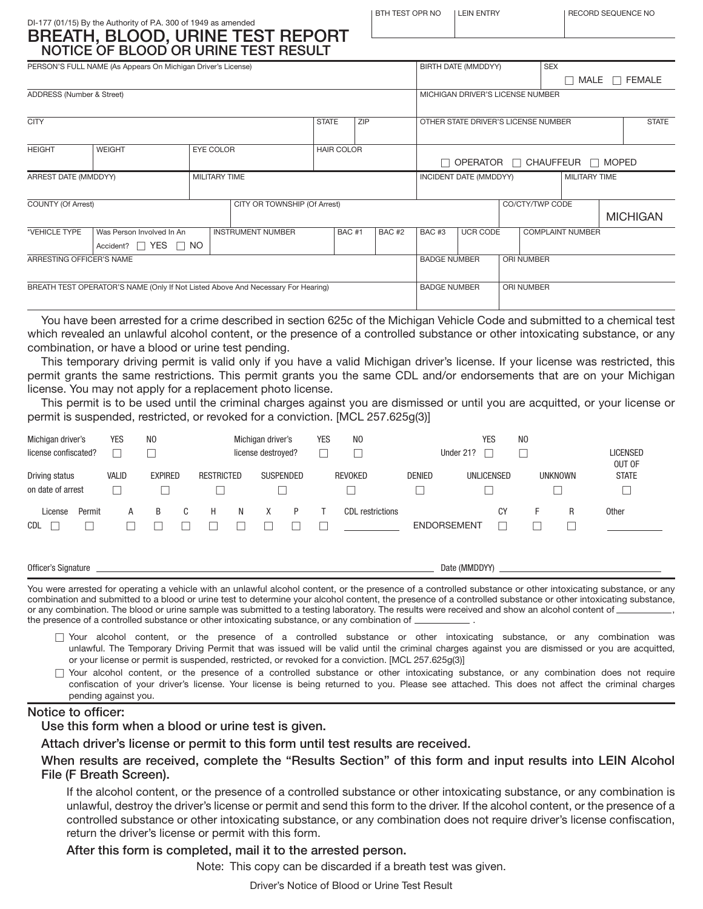DI-177 (01/15) By the Authority of P.A. 300 of 1949 as amended

| BTH TEST OPR NO | LEIN ENTRY | RECORD SEQUENCE NO |
|---|---|---|
| | | |

# BREATH, BLOOD, URINE TEST REPORT

## NOTICE OF BLOOD OR URINE TEST RESULT

| PERSON'S FULL NAME (As Appears On Michigan Driver's License) | | | | | | BIRTH DATE (MMDDYY) | | SEX ☐ MALE ☐ FEMALE | |
|---|---|---|---|---|---|---|---|---|---|
| ADDRESS (Number & Street) | | | | | | MICHIGAN DRIVER'S LICENSE NUMBER | | | |
| CITY | | | STATE | ZIP | | OTHER STATE DRIVER'S LICENSE NUMBER | | | STATE |
| HEIGHT | WEIGHT | EYE COLOR | HAIR COLOR | | | ☐ OPERATOR ☐ CHAUFFEUR ☐ MOPED | | | |
| ARREST DATE (MMDDYY) | | MILITARY TIME | | | | INCIDENT DATE (MMDDYY) | | MILITARY TIME | |
| COUNTY (Of Arrest) | | CITY OR TOWNSHIP (Of Arrest) | | | | | CO/CTY/TWP CODE | | MICHIGAN |
| *VEHICLE TYPE | Was Person Involved In An Accident? ☐ YES ☐ NO | INSTRUMENT NUMBER | BAC #1 | BAC #2 | | BAC #3 | UCR CODE | COMPLAINT NUMBER | |
| ARRESTING OFFICER'S NAME | | | | | | BADGE NUMBER | ORI NUMBER | | |
| BREATH TEST OPERATOR'S NAME (Only If Not Listed Above And Necessary For Hearing) | | | | | | BADGE NUMBER | ORI NUMBER | | |

You have been arrested for a crime described in section 625c of the Michigan Vehicle Code and submitted to a chemical test which revealed an unlawful alcohol content, or the presence of a controlled substance or other intoxicating substance, or any combination, or have a blood or urine test pending.

This temporary driving permit is valid only if you have a valid Michigan driver's license. If your license was restricted, this permit grants the same restrictions. This permit grants you the same CDL and/or endorsements that are on your Michigan license. You may not apply for a replacement photo license.

This permit is to be used until the criminal charges against you are dismissed or until you are acquitted, or your license or permit is suspended, restricted, or revoked for a conviction. [MCL 257.625g(3)]

Michigan driver's license confiscated? YES ☐ NO ☐ &nbsp;&nbsp; Michigan driver's license destroyed? YES ☐ NO ☐ &nbsp;&nbsp; Under 21? YES ☐ NO ☐

Driving status on date of arrest: VALID ☐ EXPIRED ☐ RESTRICTED ☐ SUSPENDED ☐ REVOKED ☐ DENIED ☐ UNLICENSED ☐ UNKNOWN ☐ LICENSED OUT OF STATE ☐

CDL: License ☐ Permit ☐ A ☐ B ☐ C ☐ H ☐ N ☐ X ☐ P ☐ T ☐ CDL restrictions ________ ENDORSEMENT CY ☐ F ☐ R ☐ Other ________

Officer's Signature ______________________________ Date (MMDDYY) ____________

You were arrested for operating a vehicle with an unlawful alcohol content, or the presence of a controlled substance or other intoxicating substance, or any combination and submitted to a blood or urine test to determine your alcohol content, the presence of a controlled substance or other intoxicating substance, or any combination. The blood or urine sample was submitted to a testing laboratory. The results were received and show an alcohol content of __________, the presence of a controlled substance or other intoxicating substance, or any combination of __________ .

- ☐ Your alcohol content, or the presence of a controlled substance or other intoxicating substance, or any combination was unlawful. The Temporary Driving Permit that was issued will be valid until the criminal charges against you are dismissed or you are acquitted, or your license or permit is suspended, restricted, or revoked for a conviction. [MCL 257.625g(3)]
- ☐ Your alcohol content, or the presence of a controlled substance or other intoxicating substance, or any combination does not require confiscation of your driver's license. Your license is being returned to you. Please see attached. This does not affect the criminal charges pending against you.

**Notice to officer:**

**Use this form when a blood or urine test is given.**

**Attach driver's license or permit to this form until test results are received.**

**When results are received, complete the "Results Section" of this form and input results into LEIN Alcohol File (F Breath Screen).**

If the alcohol content, or the presence of a controlled substance or other intoxicating substance, or any combination is unlawful, destroy the driver's license or permit and send this form to the driver. If the alcohol content, or the presence of a controlled substance or other intoxicating substance, or any combination does not require driver's license confiscation, return the driver's license or permit with this form.

**After this form is completed, mail it to the arrested person.**

Note: This copy can be discarded if a breath test was given.

Driver's Notice of Blood or Urine Test Result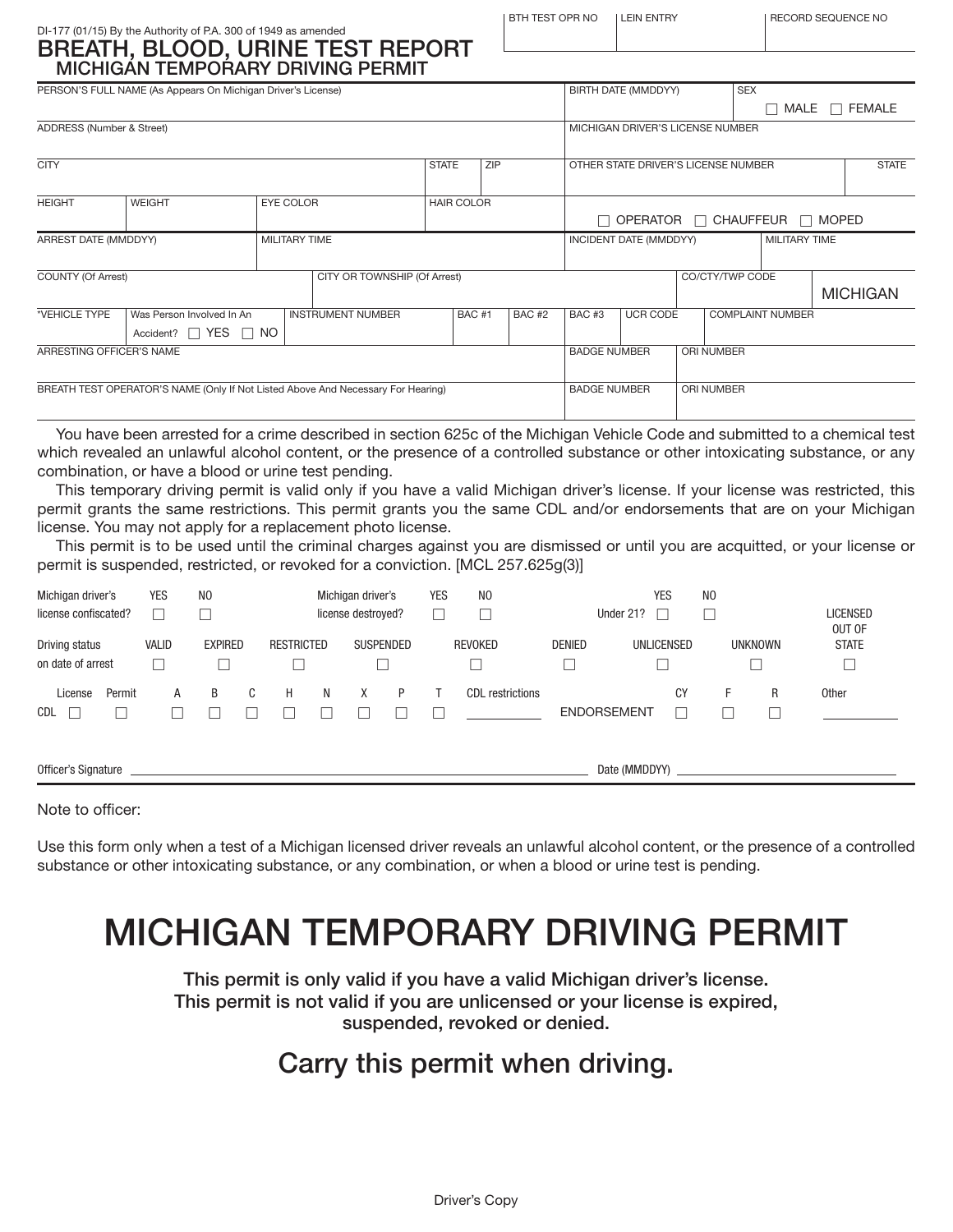DI-177 (01/15) By the Authority of P.A. 300 of 1949 as amended

# BREATH, BLOOD, URINE TEST REPORT
## MICHIGAN TEMPORARY DRIVING PERMIT

| BTH TEST OPR NO | LEIN ENTRY | RECORD SEQUENCE NO |
|---|---|---|
| | | |

| PERSON'S FULL NAME (As Appears On Michigan Driver's License) | | | | BIRTH DATE (MMDDYY) | SEX ☐ MALE ☐ FEMALE |
|---|---|---|---|---|---|
| ADDRESS (Number & Street) | | | | MICHIGAN DRIVER'S LICENSE NUMBER | |
| CITY | | STATE | ZIP | OTHER STATE DRIVER'S LICENSE NUMBER | STATE |
| HEIGHT | WEIGHT | EYE COLOR | HAIR COLOR | ☐ OPERATOR ☐ CHAUFFEUR ☐ MOPED | |
| ARREST DATE (MMDDYY) | MILITARY TIME | | | INCIDENT DATE (MMDDYY) | MILITARY TIME |
| COUNTY (Of Arrest) | CITY OR TOWNSHIP (Of Arrest) | | | CO/CTY/TWP CODE | MICHIGAN |

| *VEHICLE TYPE | Was Person Involved In An Accident? ☐ YES ☐ NO | INSTRUMENT NUMBER | BAC #1 | BAC #2 | BAC #3 | UCR CODE | COMPLAINT NUMBER |
|---|---|---|---|---|---|---|---|
| | | | | | | | |

| ARRESTING OFFICER'S NAME | BADGE NUMBER | ORI NUMBER |
|---|---|---|
| BREATH TEST OPERATOR'S NAME (Only If Not Listed Above And Necessary For Hearing) | BADGE NUMBER | ORI NUMBER |

You have been arrested for a crime described in section 625c of the Michigan Vehicle Code and submitted to a chemical test which revealed an unlawful alcohol content, or the presence of a controlled substance or other intoxicating substance, or any combination, or have a blood or urine test pending.

This temporary driving permit is valid only if you have a valid Michigan driver's license. If your license was restricted, this permit grants the same restrictions. This permit grants you the same CDL and/or endorsements that are on your Michigan license. You may not apply for a replacement photo license.

This permit is to be used until the criminal charges against you are dismissed or until you are acquitted, or your license or permit is suspended, restricted, or revoked for a conviction. [MCL 257.625g(3)]

Michigan driver's license confiscated? YES ☐ NO ☐ Michigan driver's license destroyed? YES ☐ NO ☐ Under 21? YES ☐ NO ☐

Driving status on date of arrest: VALID ☐ EXPIRED ☐ RESTRICTED ☐ SUSPENDED ☐ REVOKED ☐ DENIED ☐ UNLICENSED ☐ UNKNOWN ☐ LICENSED OUT OF STATE ☐

CDL: License ☐ Permit ☐ A ☐ B ☐ C ☐ H ☐ N ☐ X ☐ P ☐ T ☐ CDL restrictions ________ ENDORSEMENT CY ☐ F ☐ R ☐ Other ________

Officer's Signature ______________________________ Date (MMDDYY) ______________

Note to officer:

Use this form only when a test of a Michigan licensed driver reveals an unlawful alcohol content, or the presence of a controlled substance or other intoxicating substance, or any combination, or when a blood or urine test is pending.

# MICHIGAN TEMPORARY DRIVING PERMIT

**This permit is only valid if you have a valid Michigan driver's license. This permit is not valid if you are unlicensed or your license is expired, suspended, revoked or denied.**

## Carry this permit when driving.

Driver's Copy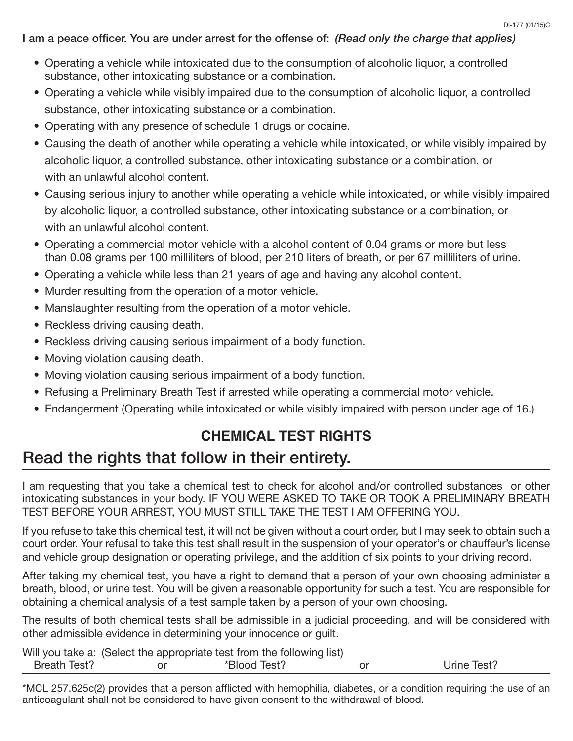**I am a peace officer. You are under arrest for the offense of:** ***(Read only the charge that applies)***

- Operating a vehicle while intoxicated due to the consumption of alcoholic liquor, a controlled substance, other intoxicating substance or a combination.
- Operating a vehicle while visibly impaired due to the consumption of alcoholic liquor, a controlled substance, other intoxicating substance or a combination.
- Operating with any presence of schedule 1 drugs or cocaine.
- Causing the death of another while operating a vehicle while intoxicated, or while visibly impaired by alcoholic liquor, a controlled substance, other intoxicating substance or a combination, or with an unlawful alcohol content.
- Causing serious injury to another while operating a vehicle while intoxicated, or while visibly impaired by alcoholic liquor, a controlled substance, other intoxicating substance or a combination, or with an unlawful alcohol content.
- Operating a commercial motor vehicle with a alcohol content of 0.04 grams or more but less than 0.08 grams per 100 milliliters of blood, per 210 liters of breath, or per 67 milliliters of urine.
- Operating a vehicle while less than 21 years of age and having any alcohol content.
- Murder resulting from the operation of a motor vehicle.
- Manslaughter resulting from the operation of a motor vehicle.
- Reckless driving causing death.
- Reckless driving causing serious impairment of a body function.
- Moving violation causing death.
- Moving violation causing serious impairment of a body function.
- Refusing a Preliminary Breath Test if arrested while operating a commercial motor vehicle.
- Endangerment (Operating while intoxicated or while visibly impaired with person under age of 16.)

## CHEMICAL TEST RIGHTS

# Read the rights that follow in their entirety.

I am requesting that you take a chemical test to check for alcohol and/or controlled substances or other intoxicating substances in your body. IF YOU WERE ASKED TO TAKE OR TOOK A PRELIMINARY BREATH TEST BEFORE YOUR ARREST, YOU MUST STILL TAKE THE TEST I AM OFFERING YOU.

If you refuse to take this chemical test, it will not be given without a court order, but I may seek to obtain such a court order. Your refusal to take this test shall result in the suspension of your operator's or chauffeur's license and vehicle group designation or operating privilege, and the addition of six points to your driving record.

After taking my chemical test, you have a right to demand that a person of your own choosing administer a breath, blood, or urine test. You will be given a reasonable opportunity for such a test. You are responsible for obtaining a chemical analysis of a test sample taken by a person of your own choosing.

The results of both chemical tests shall be admissible in a judicial proceeding, and will be considered with other admissible evidence in determining your innocence or guilt.

Will you take a: (Select the appropriate test from the following list)

Breath Test? or *Blood Test? or Urine Test?

*MCL 257.625c(2) provides that a person afflicted with hemophilia, diabetes, or a condition requiring the use of an anticoagulant shall not be considered to have given consent to the withdrawal of blood.